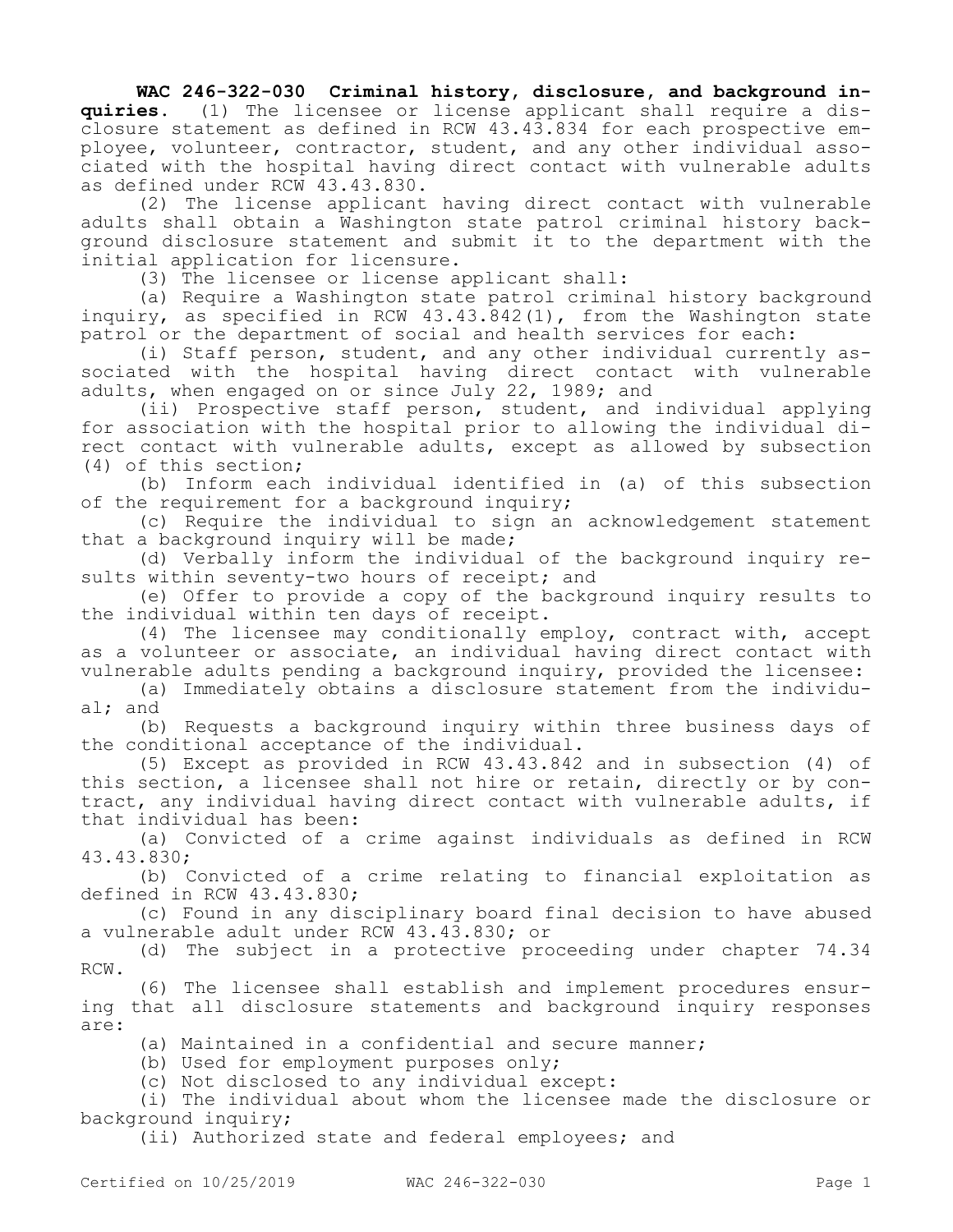**WAC 246-322-030 Criminal history, disclosure, and background inquiries.** (1) The licensee or license applicant shall require a disclosure statement as defined in RCW 43.43.834 for each prospective employee, volunteer, contractor, student, and any other individual associated with the hospital having direct contact with vulnerable adults as defined under RCW 43.43.830.

(2) The license applicant having direct contact with vulnerable adults shall obtain a Washington state patrol criminal history background disclosure statement and submit it to the department with the initial application for licensure.

(3) The licensee or license applicant shall:

(a) Require a Washington state patrol criminal history background inquiry, as specified in RCW 43.43.842(1), from the Washington state patrol or the department of social and health services for each:

(i) Staff person, student, and any other individual currently associated with the hospital having direct contact with vulnerable adults, when engaged on or since July 22, 1989; and

(ii) Prospective staff person, student, and individual applying for association with the hospital prior to allowing the individual direct contact with vulnerable adults, except as allowed by subsection (4) of this section;

(b) Inform each individual identified in (a) of this subsection of the requirement for a background inquiry;

(c) Require the individual to sign an acknowledgement statement that a background inquiry will be made;

(d) Verbally inform the individual of the background inquiry results within seventy-two hours of receipt; and

(e) Offer to provide a copy of the background inquiry results to the individual within ten days of receipt.

(4) The licensee may conditionally employ, contract with, accept as a volunteer or associate, an individual having direct contact with vulnerable adults pending a background inquiry, provided the licensee:

(a) Immediately obtains a disclosure statement from the individual; and

(b) Requests a background inquiry within three business days of the conditional acceptance of the individual.

(5) Except as provided in RCW 43.43.842 and in subsection (4) of this section, a licensee shall not hire or retain, directly or by contract, any individual having direct contact with vulnerable adults, if that individual has been:

(a) Convicted of a crime against individuals as defined in RCW 43.43.830;

(b) Convicted of a crime relating to financial exploitation as defined in RCW 43.43.830;

(c) Found in any disciplinary board final decision to have abused a vulnerable adult under RCW 43.43.830; or

(d) The subject in a protective proceeding under chapter 74.34 RCW.

(6) The licensee shall establish and implement procedures ensuring that all disclosure statements and background inquiry responses are:

(a) Maintained in a confidential and secure manner;

(b) Used for employment purposes only;

(c) Not disclosed to any individual except:

(i) The individual about whom the licensee made the disclosure or background inquiry;

(ii) Authorized state and federal employees; and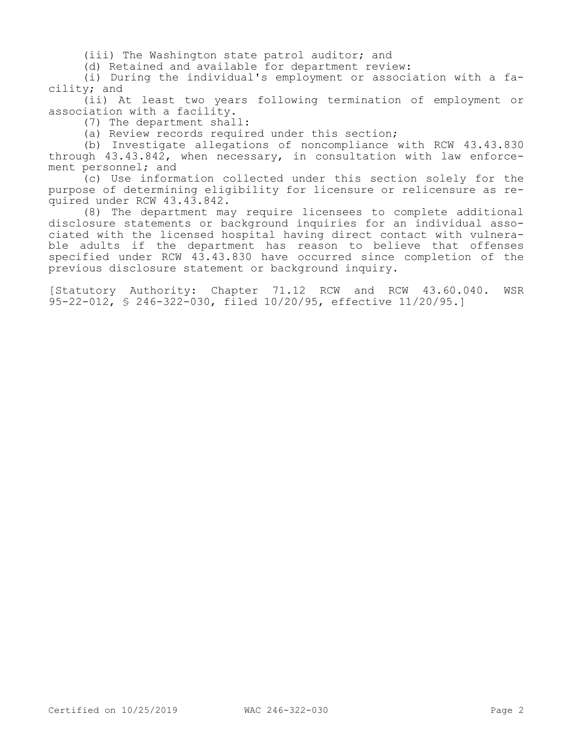(iii) The Washington state patrol auditor; and

(d) Retained and available for department review:

(i) During the individual's employment or association with a facility; and

(ii) At least two years following termination of employment or association with a facility.

(7) The department shall:

(a) Review records required under this section;

(b) Investigate allegations of noncompliance with RCW 43.43.830 through 43.43.842, when necessary, in consultation with law enforcement personnel; and

(c) Use information collected under this section solely for the purpose of determining eligibility for licensure or relicensure as required under RCW 43.43.842.

(8) The department may require licensees to complete additional disclosure statements or background inquiries for an individual associated with the licensed hospital having direct contact with vulnerable adults if the department has reason to believe that offenses specified under RCW 43.43.830 have occurred since completion of the previous disclosure statement or background inquiry.

[Statutory Authority: Chapter 71.12 RCW and RCW 43.60.040. WSR 95-22-012, § 246-322-030, filed 10/20/95, effective 11/20/95.]